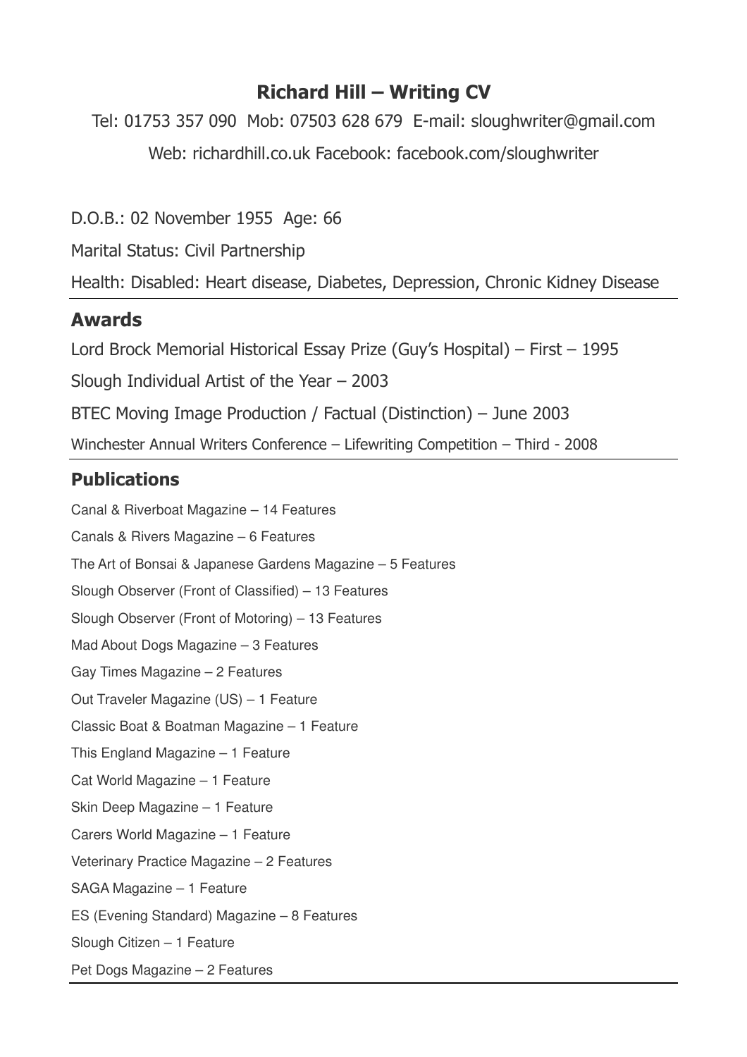# Richard Hill – Writing CV

Tel: 01753 357 090 Mob: 07503 628 679 E-mail: sloughwriter@gmail.com

Web: richardhill.co.uk Facebook: facebook.com/sloughwriter

D.O.B.: 02 November 1955 Age: 66

Marital Status: Civil Partnership

Health: Disabled: Heart disease, Diabetes, Depression, Chronic Kidney Disease

## Awards

Lord Brock Memorial Historical Essay Prize (Guy's Hospital) – First – 1995

Slough Individual Artist of the Year – 2003

BTEC Moving Image Production / Factual (Distinction) – June 2003

Winchester Annual Writers Conference – Lifewriting Competition – Third - 2008

## Publications

Canal & Riverboat Magazine – 14 Features

Canals & Rivers Magazine – 6 Features

The Art of Bonsai & Japanese Gardens Magazine – 5 Features

Slough Observer (Front of Classified) – 13 Features

Slough Observer (Front of Motoring) – 13 Features

Mad About Dogs Magazine – 3 Features

Gay Times Magazine – 2 Features

Out Traveler Magazine (US) – 1 Feature

Classic Boat & Boatman Magazine – 1 Feature

This England Magazine – 1 Feature

Cat World Magazine – 1 Feature

Skin Deep Magazine – 1 Feature

Carers World Magazine – 1 Feature

Veterinary Practice Magazine – 2 Features

SAGA Magazine – 1 Feature

ES (Evening Standard) Magazine – 8 Features

Slough Citizen – 1 Feature

Pet Dogs Magazine – 2 Features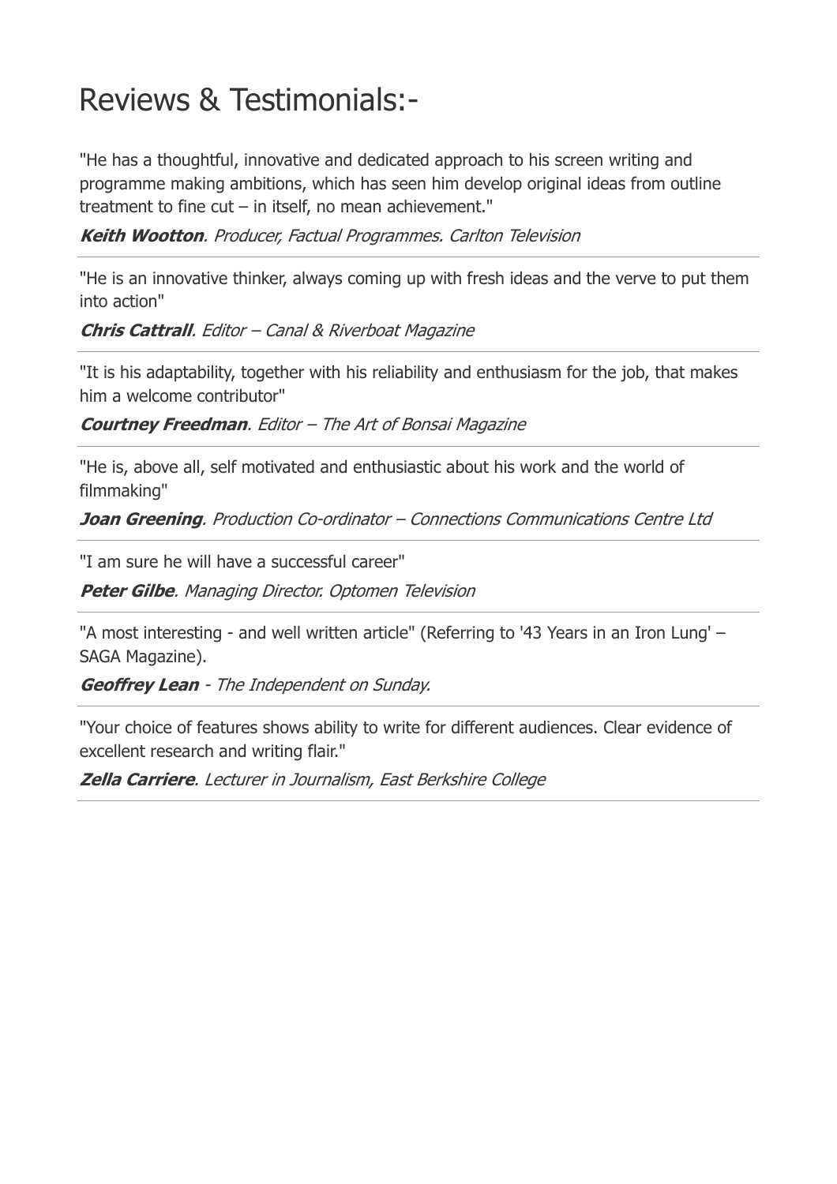# Reviews & Testimonials:-

"He has a thoughtful, innovative and dedicated approach to his screen writing and programme making ambitions, which has seen him develop original ideas from outline treatment to fine cut – in itself, no mean achievement."

***Keith Wootton****. Producer, Factual Programmes. Carlton Television*

---

"He is an innovative thinker, always coming up with fresh ideas and the verve to put them into action"

***Chris Cattrall****. Editor – Canal & Riverboat Magazine*

---

"It is his adaptability, together with his reliability and enthusiasm for the job, that makes him a welcome contributor"

***Courtney Freedman****. Editor – The Art of Bonsai Magazine*

---

"He is, above all, self motivated and enthusiastic about his work and the world of filmmaking"

***Joan Greening****. Production Co-ordinator – Connections Communications Centre Ltd*

---

"I am sure he will have a successful career"

***Peter Gilbe****. Managing Director. Optomen Television*

---

"A most interesting - and well written article" (Referring to '43 Years in an Iron Lung' – SAGA Magazine).

***Geoffrey Lean*** *- The Independent on Sunday.*

---

"Your choice of features shows ability to write for different audiences. Clear evidence of excellent research and writing flair."

***Zella Carriere****. Lecturer in Journalism, East Berkshire College*

---